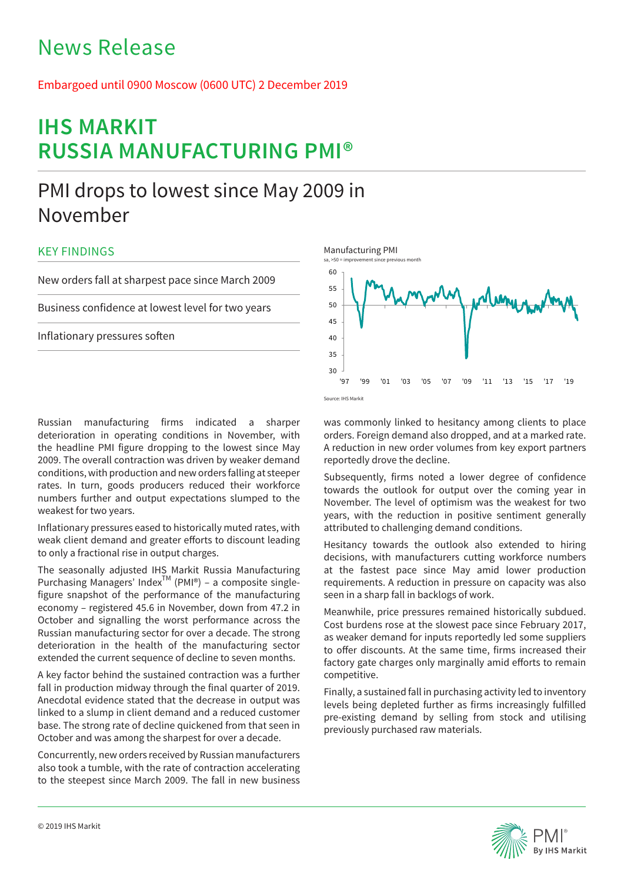# News Release

Embargoed until 0900 Moscow (0600 UTC) 2 December 2019

# IHS MARKIT RUSSIA MANUFACTURING PMI®

## PMI drops to lowest since May 2009 in November

### KEY FINDINGS

New orders fall at sharpest pace since March 2009

Business confidence at lowest level for two years

Inflationary pressures soften

Manufacturing PMI

sa, >50 = improvement since previous month

Source: IHS Markit

Russian manufacturing firms indicated a sharper deterioration in operating conditions in November, with the headline PMI figure dropping to the lowest since May 2009. The overall contraction was driven by weaker demand conditions, with production and new orders falling at steeper rates. In turn, goods producers reduced their workforce numbers further and output expectations slumped to the weakest for two years.

Inflationary pressures eased to historically muted rates, with weak client demand and greater efforts to discount leading to only a fractional rise in output charges.

The seasonally adjusted IHS Markit Russia Manufacturing Purchasing Managers' Index™ (PMI®) – a composite single-figure snapshot of the manufacturing economy – registered 45.6 in November, down from 47.2 in October and signalling the worst performance across the Russian manufacturing sector for over a decade. The strong deterioration in the health of the manufacturing sector extended the current sequence of decline to seven months.

A key factor behind the sustained contraction was a further fall in production midway through the final quarter of 2019. Anecdotal evidence stated that the decrease in output was linked to a slump in client demand and a reduced customer base. The strong rate of decline quickened from that seen in October and was among the sharpest for over a decade.

Concurrently, new orders received by Russian manufacturers also took a tumble, with the rate of contraction accelerating to the steepest since March 2009. The fall in new business was commonly linked to hesitancy among clients to place orders. Foreign demand also dropped, and at a marked rate. A reduction in new order volumes from key export partners reportedly drove the decline.

Subsequently, firms noted a lower degree of confidence towards the outlook for output over the coming year in November. The level of optimism was the weakest for two years, with the reduction in positive sentiment generally attributed to challenging demand conditions.

Hesitancy towards the outlook also extended to hiring decisions, with manufacturers cutting workforce numbers at the fastest pace since May amid lower production requirements. A reduction in pressure on capacity was also seen in a sharp fall in backlogs of work.

Meanwhile, price pressures remained historically subdued. Cost burdens rose at the slowest pace since February 2017, as weaker demand for inputs reportedly led some suppliers to offer discounts. At the same time, firms increased their factory gate charges only marginally amid efforts to remain competitive.

Finally, a sustained fall in purchasing activity led to inventory levels being depleted further as firms increasingly fulfilled pre-existing demand by selling from stock and utilising previously purchased raw materials.

© 2019 IHS Markit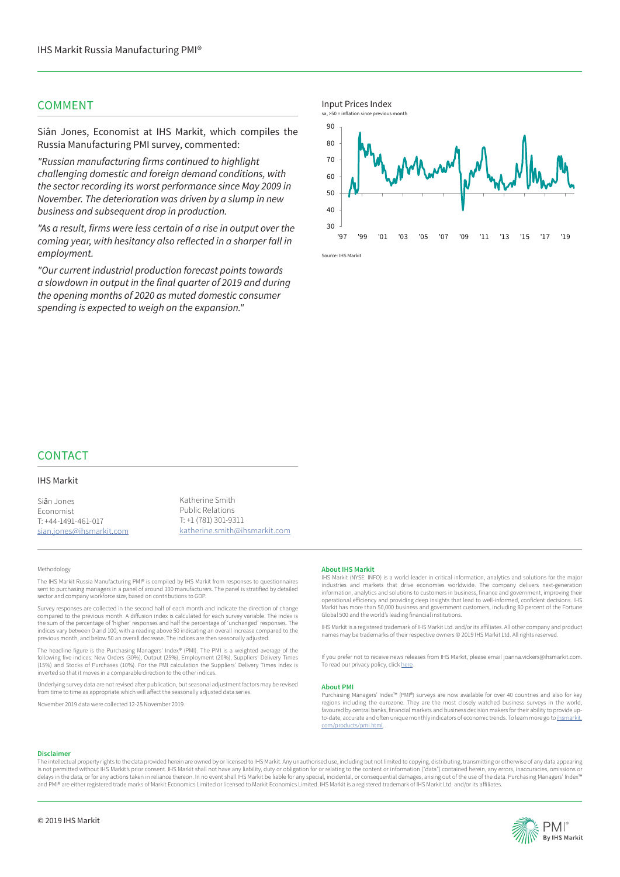## COMMENT

Siân Jones, Economist at IHS Markit, which compiles the Russia Manufacturing PMI survey, commented:

*"Russian manufacturing firms continued to highlight challenging domestic and foreign demand conditions, with the sector recording its worst performance since May 2009 in November. The deterioration was driven by a slump in new business and subsequent drop in production.*

*"As a result, firms were less certain of a rise in output over the coming year, with hesitancy also reflected in a sharper fall in employment.*

*"Our current industrial production forecast points towards a slowdown in output in the final quarter of 2019 and during the opening months of 2020 as muted domestic consumer spending is expected to weigh on the expansion."*

Input Prices Index

sa, >50 = inflation since previous month

90
80
70
60
50
40
30

'97 '99 '01 '03 '05 '07 '09 '11 '13 '15 '17 '19

Source: IHS Markit

## CONTACT

### IHS Markit

Siân Jones
Economist
T: +44-1491-461-017
sian.jones@ihsmarkit.com

Katherine Smith
Public Relations
T: +1 (781) 301-9311
katherine.smith@ihsmarkit.com

#### Methodology

The IHS Markit Russia Manufacturing PMI® is compiled by IHS Markit from responses to questionnaires sent to purchasing managers in a panel of around 300 manufacturers. The panel is stratified by detailed sector and company workforce size, based on contributions to GDP.

Survey responses are collected in the second half of each month and indicate the direction of change compared to the previous month. A diffusion index is calculated for each survey variable. The index is the sum of the percentage of 'higher' responses and half the percentage of 'unchanged' responses. The indices vary between 0 and 100, with a reading above 50 indicating an overall increase compared to the previous month, and below 50 an overall decrease. The indices are then seasonally adjusted.

The headline figure is the Purchasing Managers' Index® (PMI). The PMI is a weighted average of the following five indices: New Orders (30%), Output (25%), Employment (20%), Suppliers' Delivery Times (15%) and Stocks of Purchases (10%). For the PMI calculation the Suppliers' Delivery Times Index is inverted so that it moves in a comparable direction to the other indices.

Underlying survey data are not revised after publication, but seasonal adjustment factors may be revised from time to time as appropriate which will affect the seasonally adjusted data series.

November 2019 data were collected 12-25 November 2019.

#### About IHS Markit

IHS Markit (NYSE: INFO) is a world leader in critical information, analytics and solutions for the major industries and markets that drive economies worldwide. The company delivers next-generation information, analytics and solutions to customers in business, finance and government, improving their operational efficiency and providing deep insights that lead to well-informed, confident decisions. IHS Markit has more than 50,000 business and government customers, including 80 percent of the Fortune Global 500 and the world's leading financial institutions.

IHS Markit is a registered trademark of IHS Markit Ltd. and/or its affiliates. All other company and product names may be trademarks of their respective owners © 2019 IHS Markit Ltd. All rights reserved.

If you prefer not to receive news releases from IHS Markit, please email joanna.vickers@ihsmarkit.com. To read our privacy policy, click here.

#### About PMI

Purchasing Managers' Index™ (PMI®) surveys are now available for over 40 countries and also for key regions including the eurozone. They are the most closely watched business surveys in the world, favoured by central banks, financial markets and business decision makers for their ability to provide up-to-date, accurate and often unique monthly indicators of economic trends. To learn more go to ihsmarkit.com/products/pmi.html.

#### Disclaimer

The intellectual property rights to the data provided herein are owned by or licensed to IHS Markit. Any unauthorised use, including but not limited to copying, distributing, transmitting or otherwise of any data appearing is not permitted without IHS Markit's prior consent. IHS Markit shall not have any liability, duty or obligation for or relating to the content or information ("data") contained herein, any errors, inaccuracies, omissions or delays in the data, or for any actions taken in reliance thereon. In no event shall IHS Markit be liable for any special, incidental, or consequential damages, arising out of the use of the data. Purchasing Managers' Index™ and PMI® are either registered trade marks of Markit Economics Limited or licensed to Markit Economics Limited. IHS Markit is a registered trademark of IHS Markit Ltd. and/or its affiliates.

© 2019 IHS Markit